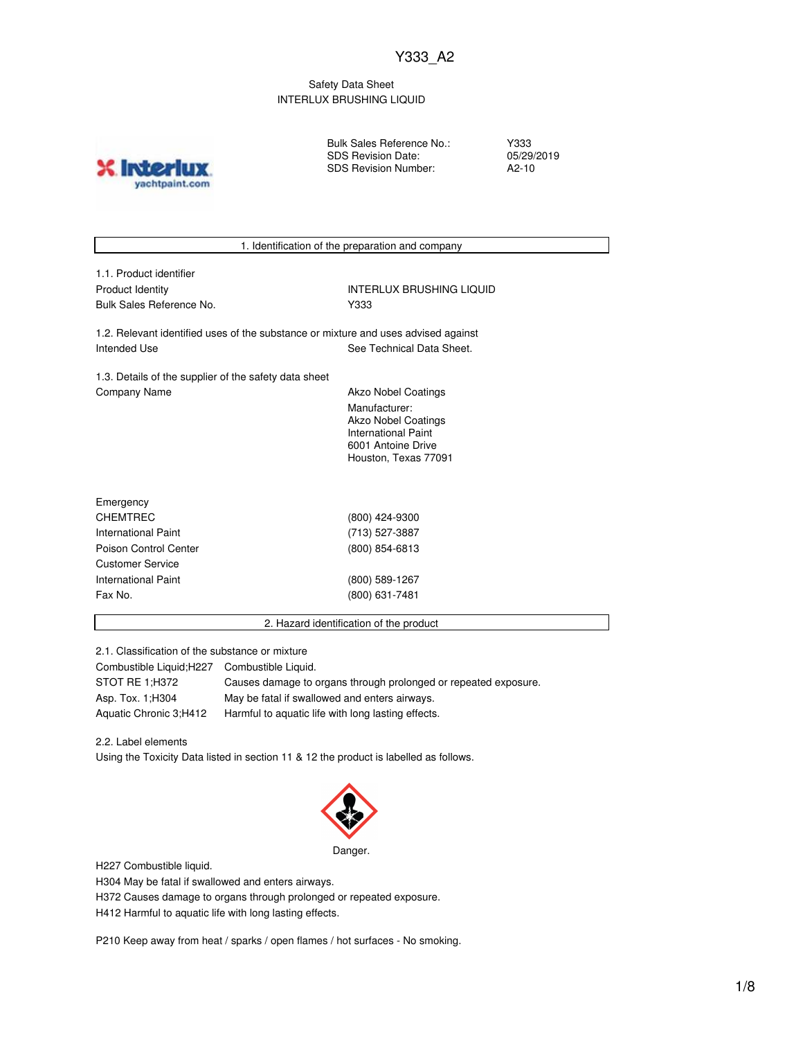Y333_A2

Safety Data Sheet
INTERLUX BRUSHING LIQUID

| | |
|---|---|
| Bulk Sales Reference No.: | Y333 |
| SDS Revision Date: | 05/29/2019 |
| SDS Revision Number: | A2-10 |

## 1. Identification of the preparation and company

1.1. Product identifier

| | |
|---|---|
| Product Identity | INTERLUX BRUSHING LIQUID |
| Bulk Sales Reference No. | Y333 |

1.2. Relevant identified uses of the substance or mixture and uses advised against

| | |
|---|---|
| Intended Use | See Technical Data Sheet. |

1.3. Details of the supplier of the safety data sheet

| | |
|---|---|
| Company Name | Akzo Nobel Coatings<br>Manufacturer:<br>Akzo Nobel Coatings<br>International Paint<br>6001 Antoine Drive<br>Houston, Texas 77091 |

| | |
|---|---|
| Emergency | |
| CHEMTREC | (800) 424-9300 |
| International Paint | (713) 527-3887 |
| Poison Control Center | (800) 854-6813 |
| Customer Service | |
| International Paint | (800) 589-1267 |
| Fax No. | (800) 631-7481 |

## 2. Hazard identification of the product

2.1. Classification of the substance or mixture

| | |
|---|---|
| Combustible Liquid;H227 | Combustible Liquid. |
| STOT RE 1;H372 | Causes damage to organs through prolonged or repeated exposure. |
| Asp. Tox. 1;H304 | May be fatal if swallowed and enters airways. |
| Aquatic Chronic 3;H412 | Harmful to aquatic life with long lasting effects. |

2.2. Label elements

Using the Toxicity Data listed in section 11 & 12 the product is labelled as follows.

Danger.

H227 Combustible liquid.
H304 May be fatal if swallowed and enters airways.
H372 Causes damage to organs through prolonged or repeated exposure.
H412 Harmful to aquatic life with long lasting effects.

P210 Keep away from heat / sparks / open flames / hot surfaces - No smoking.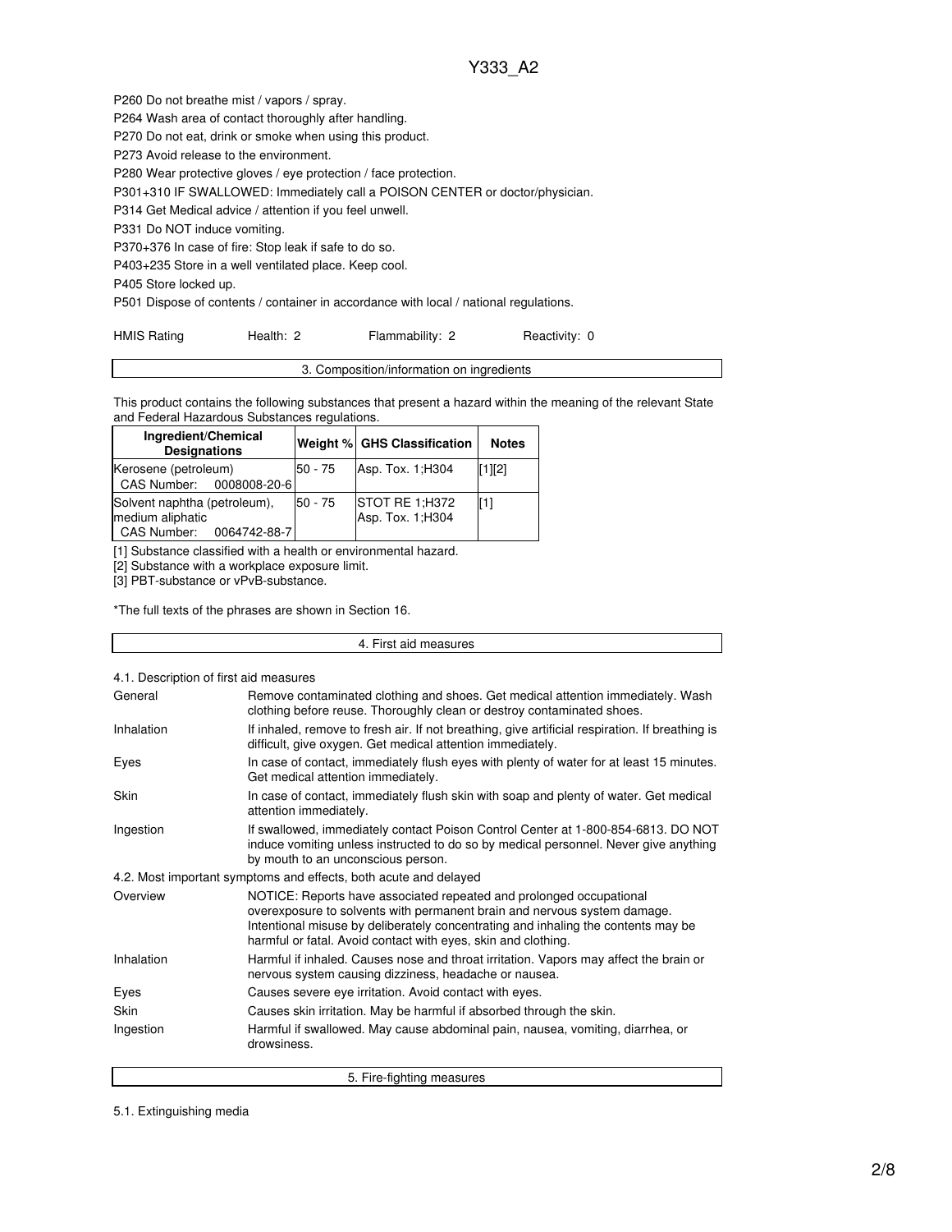P260 Do not breathe mist / vapors / spray.

P264 Wash area of contact thoroughly after handling.

P270 Do not eat, drink or smoke when using this product.

P273 Avoid release to the environment.

P280 Wear protective gloves / eye protection / face protection.

P301+310 IF SWALLOWED: Immediately call a POISON CENTER or doctor/physician.

P314 Get Medical advice / attention if you feel unwell.

P331 Do NOT induce vomiting.

P370+376 In case of fire: Stop leak if safe to do so.

P403+235 Store in a well ventilated place. Keep cool.

P405 Store locked up.

P501 Dispose of contents / container in accordance with local / national regulations.

| HMIS Rating | Health: 2 | Flammability: 2 | Reactivity: 0 |
|---|---|---|---|

## 3. Composition/information on ingredients

This product contains the following substances that present a hazard within the meaning of the relevant State and Federal Hazardous Substances regulations.

| Ingredient/Chemical Designations | Weight % | GHS Classification | Notes |
|---|---|---|---|
| Kerosene (petroleum)<br>CAS Number: 0008008-20-6 | 50 - 75 | Asp. Tox. 1;H304 | [1][2] |
| Solvent naphtha (petroleum), medium aliphatic<br>CAS Number: 0064742-88-7 | 50 - 75 | STOT RE 1;H372<br>Asp. Tox. 1;H304 | [1] |

[1] Substance classified with a health or environmental hazard.

[2] Substance with a workplace exposure limit.

[3] PBT-substance or vPvB-substance.

*The full texts of the phrases are shown in Section 16.

## 4. First aid measures

### 4.1. Description of first aid measures

| | |
|---|---|
| General | Remove contaminated clothing and shoes. Get medical attention immediately. Wash clothing before reuse. Thoroughly clean or destroy contaminated shoes. |
| Inhalation | If inhaled, remove to fresh air. If not breathing, give artificial respiration. If breathing is difficult, give oxygen. Get medical attention immediately. |
| Eyes | In case of contact, immediately flush eyes with plenty of water for at least 15 minutes. Get medical attention immediately. |
| Skin | In case of contact, immediately flush skin with soap and plenty of water. Get medical attention immediately. |
| Ingestion | If swallowed, immediately contact Poison Control Center at 1-800-854-6813. DO NOT induce vomiting unless instructed to do so by medical personnel. Never give anything by mouth to an unconscious person. |

### 4.2. Most important symptoms and effects, both acute and delayed

| | |
|---|---|
| Overview | NOTICE: Reports have associated repeated and prolonged occupational overexposure to solvents with permanent brain and nervous system damage. Intentional misuse by deliberately concentrating and inhaling the contents may be harmful or fatal. Avoid contact with eyes, skin and clothing. |
| Inhalation | Harmful if inhaled. Causes nose and throat irritation. Vapors may affect the brain or nervous system causing dizziness, headache or nausea. |
| Eyes | Causes severe eye irritation. Avoid contact with eyes. |
| Skin | Causes skin irritation. May be harmful if absorbed through the skin. |
| Ingestion | Harmful if swallowed. May cause abdominal pain, nausea, vomiting, diarrhea, or drowsiness. |

## 5. Fire-fighting measures

### 5.1. Extinguishing media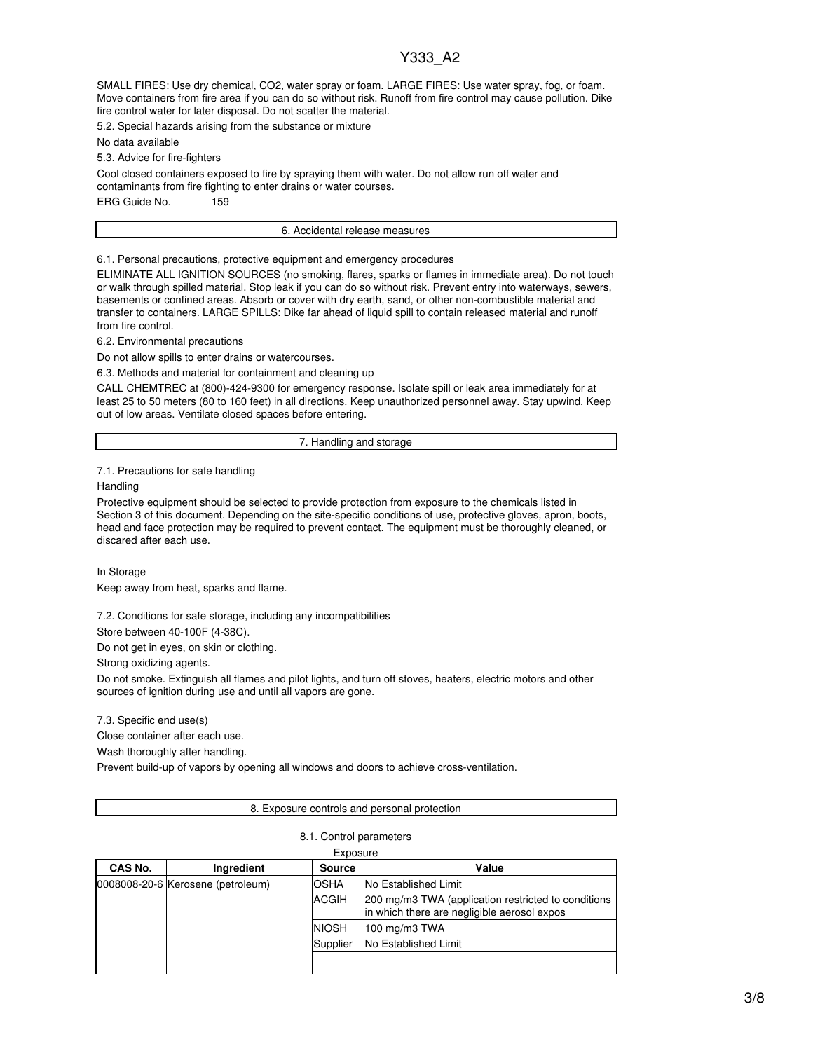SMALL FIRES: Use dry chemical, $CO_2$, water spray or foam. LARGE FIRES: Use water spray, fog, or foam. Move containers from fire area if you can do so without risk. Runoff from fire control may cause pollution. Dike fire control water for later disposal. Do not scatter the material.

5.2. Special hazards arising from the substance or mixture

No data available

5.3. Advice for fire-fighters

Cool closed containers exposed to fire by spraying them with water. Do not allow run off water and contaminants from fire fighting to enter drains or water courses.

ERG Guide No. 159

## 6. Accidental release measures

6.1. Personal precautions, protective equipment and emergency procedures

ELIMINATE ALL IGNITION SOURCES (no smoking, flares, sparks or flames in immediate area). Do not touch or walk through spilled material. Stop leak if you can do so without risk. Prevent entry into waterways, sewers, basements or confined areas. Absorb or cover with dry earth, sand, or other non-combustible material and transfer to containers. LARGE SPILLS: Dike far ahead of liquid spill to contain released material and runoff from fire control.

6.2. Environmental precautions

Do not allow spills to enter drains or watercourses.

6.3. Methods and material for containment and cleaning up

CALL CHEMTREC at (800)-424-9300 for emergency response. Isolate spill or leak area immediately for at least 25 to 50 meters (80 to 160 feet) in all directions. Keep unauthorized personnel away. Stay upwind. Keep out of low areas. Ventilate closed spaces before entering.

## 7. Handling and storage

7.1. Precautions for safe handling

Handling

Protective equipment should be selected to provide protection from exposure to the chemicals listed in Section 3 of this document. Depending on the site-specific conditions of use, protective gloves, apron, boots, head and face protection may be required to prevent contact. The equipment must be thoroughly cleaned, or discared after each use.

In Storage

Keep away from heat, sparks and flame.

7.2. Conditions for safe storage, including any incompatibilities

Store between 40-100F (4-38C).

Do not get in eyes, on skin or clothing.

Strong oxidizing agents.

Do not smoke. Extinguish all flames and pilot lights, and turn off stoves, heaters, electric motors and other sources of ignition during use and until all vapors are gone.

7.3. Specific end use(s)

Close container after each use.

Wash thoroughly after handling.

Prevent build-up of vapors by opening all windows and doors to achieve cross-ventilation.

## 8. Exposure controls and personal protection

8.1. Control parameters

Exposure

| CAS No. | Ingredient | Source | Value |
|---|---|---|---|
| 0008008-20-6 | Kerosene (petroleum) | OSHA | No Established Limit |
| | | ACGIH | 200 mg/m3 TWA (application restricted to conditions in which there are negligible aerosol expos |
| | | NIOSH | 100 mg/m3 TWA |
| | | Supplier | No Established Limit |
| | | | |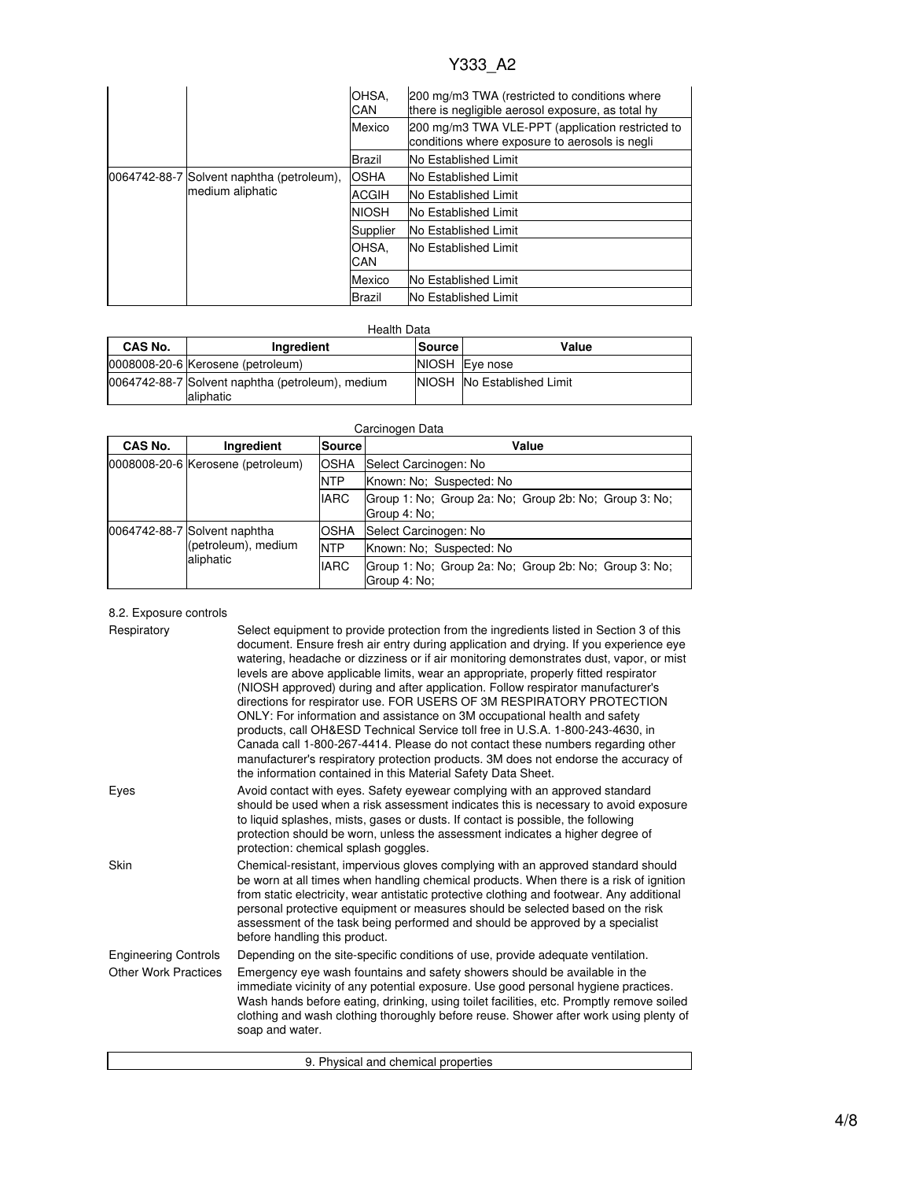| | | | |
|---|---|---|---|
| | | OHSA, CAN | 200 mg/m3 TWA (restricted to conditions where there is negligible aerosol exposure, as total hy |
| | | Mexico | 200 mg/m3 TWA VLE-PPT (application restricted to conditions where exposure to aerosols is negli |
| | | Brazil | No Established Limit |
| 0064742-88-7 | Solvent naphtha (petroleum), medium aliphatic | OSHA | No Established Limit |
| | | ACGIH | No Established Limit |
| | | NIOSH | No Established Limit |
| | | Supplier | No Established Limit |
| | | OHSA, CAN | No Established Limit |
| | | Mexico | No Established Limit |
| | | Brazil | No Established Limit |

Health Data

| CAS No. | Ingredient | Source | Value |
|---|---|---|---|
| 0008008-20-6 | Kerosene (petroleum) | NIOSH | Eye nose |
| 0064742-88-7 | Solvent naphtha (petroleum), medium aliphatic | NIOSH | No Established Limit |

Carcinogen Data

| CAS No. | Ingredient | Source | Value |
|---|---|---|---|
| 0008008-20-6 | Kerosene (petroleum) | OSHA | Select Carcinogen: No |
| | | NTP | Known: No; Suspected: No |
| | | IARC | Group 1: No; Group 2a: No; Group 2b: No; Group 3: No; Group 4: No; |
| 0064742-88-7 | Solvent naphtha (petroleum), medium aliphatic | OSHA | Select Carcinogen: No |
| | | NTP | Known: No; Suspected: No |
| | | IARC | Group 1: No; Group 2a: No; Group 2b: No; Group 3: No; Group 4: No; |

8.2. Exposure controls

**Respiratory**
Select equipment to provide protection from the ingredients listed in Section 3 of this document. Ensure fresh air entry during application and drying. If you experience eye watering, headache or dizziness or if air monitoring demonstrates dust, vapor, or mist levels are above applicable limits, wear an appropriate, properly fitted respirator (NIOSH approved) during and after application. Follow respirator manufacturer's directions for respirator use. FOR USERS OF 3M RESPIRATORY PROTECTION ONLY: For information and assistance on 3M occupational health and safety products, call OH&ESD Technical Service toll free in U.S.A. 1-800-243-4630, in Canada call 1-800-267-4414. Please do not contact these numbers regarding other manufacturer's respiratory protection products. 3M does not endorse the accuracy of the information contained in this Material Safety Data Sheet.

**Eyes**
Avoid contact with eyes. Safety eyewear complying with an approved standard should be used when a risk assessment indicates this is necessary to avoid exposure to liquid splashes, mists, gases or dusts. If contact is possible, the following protection should be worn, unless the assessment indicates a higher degree of protection: chemical splash goggles.

**Skin**
Chemical-resistant, impervious gloves complying with an approved standard should be worn at all times when handling chemical products. When there is a risk of ignition from static electricity, wear antistatic protective clothing and footwear. Any additional personal protective equipment or measures should be selected based on the risk assessment of the task being performed and should be approved by a specialist before handling this product.

**Engineering Controls**
Depending on the site-specific conditions of use, provide adequate ventilation.

**Other Work Practices**
Emergency eye wash fountains and safety showers should be available in the immediate vicinity of any potential exposure. Use good personal hygiene practices. Wash hands before eating, drinking, using toilet facilities, etc. Promptly remove soiled clothing and wash clothing thoroughly before reuse. Shower after work using plenty of soap and water.

## 9. Physical and chemical properties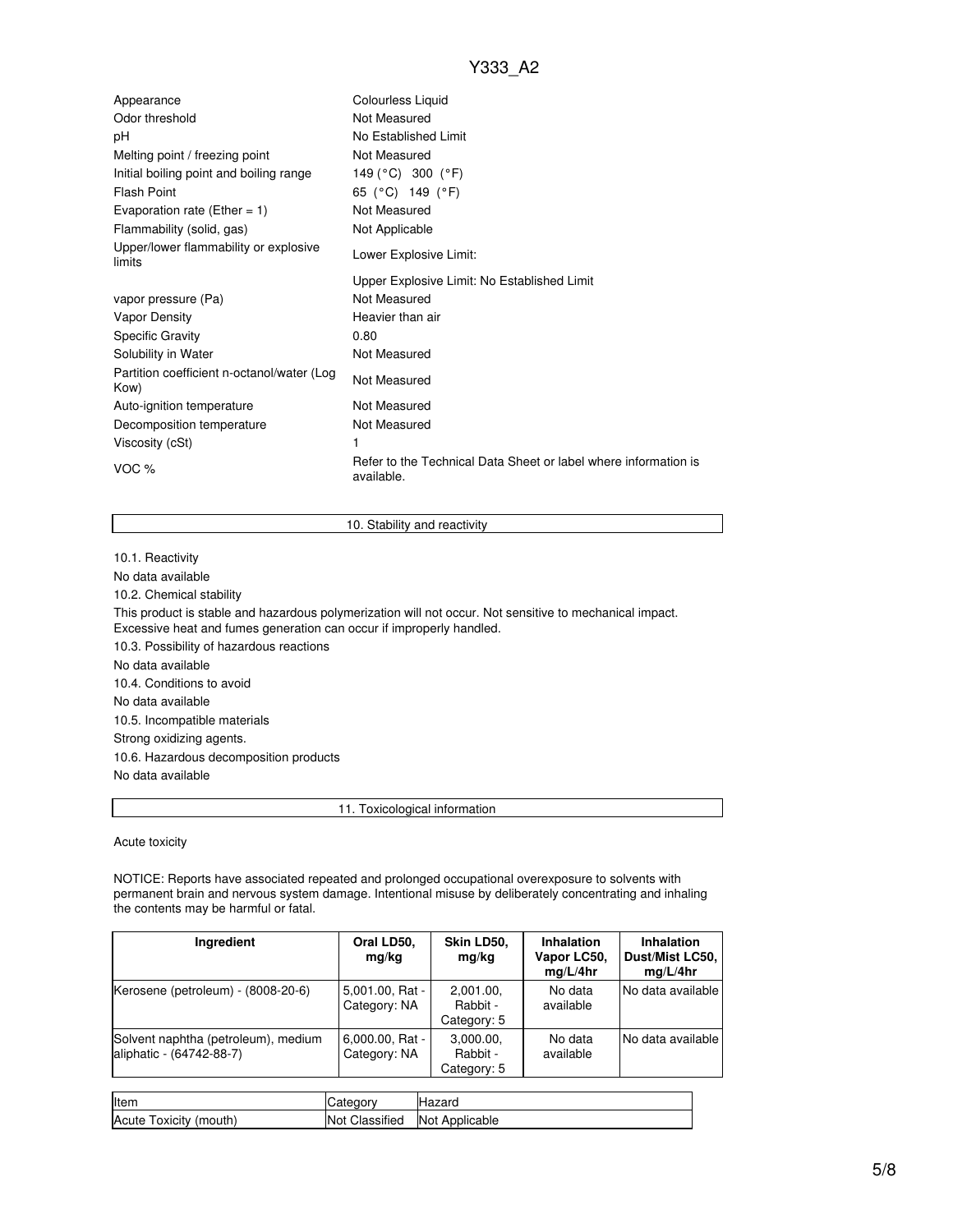| | |
|---|---|
| Appearance | Colourless Liquid |
| Odor threshold | Not Measured |
| pH | No Established Limit |
| Melting point / freezing point | Not Measured |
| Initial boiling point and boiling range | 149 (°C) 300 (°F) |
| Flash Point | 65 (°C) 149 (°F) |
| Evaporation rate (Ether = 1) | Not Measured |
| Flammability (solid, gas) | Not Applicable |
| Upper/lower flammability or explosive limits | Lower Explosive Limit: |
| | Upper Explosive Limit: No Established Limit |
| vapor pressure (Pa) | Not Measured |
| Vapor Density | Heavier than air |
| Specific Gravity | 0.80 |
| Solubility in Water | Not Measured |
| Partition coefficient n-octanol/water (Log Kow) | Not Measured |
| Auto-ignition temperature | Not Measured |
| Decomposition temperature | Not Measured |
| Viscosity (cSt) | 1 |
| VOC % | Refer to the Technical Data Sheet or label where information is available. |

## 10. Stability and reactivity

10.1. Reactivity

No data available

10.2. Chemical stability

This product is stable and hazardous polymerization will not occur. Not sensitive to mechanical impact. Excessive heat and fumes generation can occur if improperly handled.

10.3. Possibility of hazardous reactions

No data available

10.4. Conditions to avoid

No data available

10.5. Incompatible materials

Strong oxidizing agents.

10.6. Hazardous decomposition products

No data available

## 11. Toxicological information

Acute toxicity

NOTICE: Reports have associated repeated and prolonged occupational overexposure to solvents with permanent brain and nervous system damage. Intentional misuse by deliberately concentrating and inhaling the contents may be harmful or fatal.

| Ingredient | Oral LD50, mg/kg | Skin LD50, mg/kg | Inhalation Vapor LC50, mg/L/4hr | Inhalation Dust/Mist LC50, mg/L/4hr |
|---|---|---|---|---|
| Kerosene (petroleum) - (8008-20-6) | 5,001.00, Rat - Category: NA | 2,001.00, Rabbit - Category: 5 | No data available | No data available |
| Solvent naphtha (petroleum), medium aliphatic - (64742-88-7) | 6,000.00, Rat - Category: NA | 3,000.00, Rabbit - Category: 5 | No data available | No data available |

| Item | Category | Hazard |
|---|---|---|
| Acute Toxicity (mouth) | Not Classified | Not Applicable |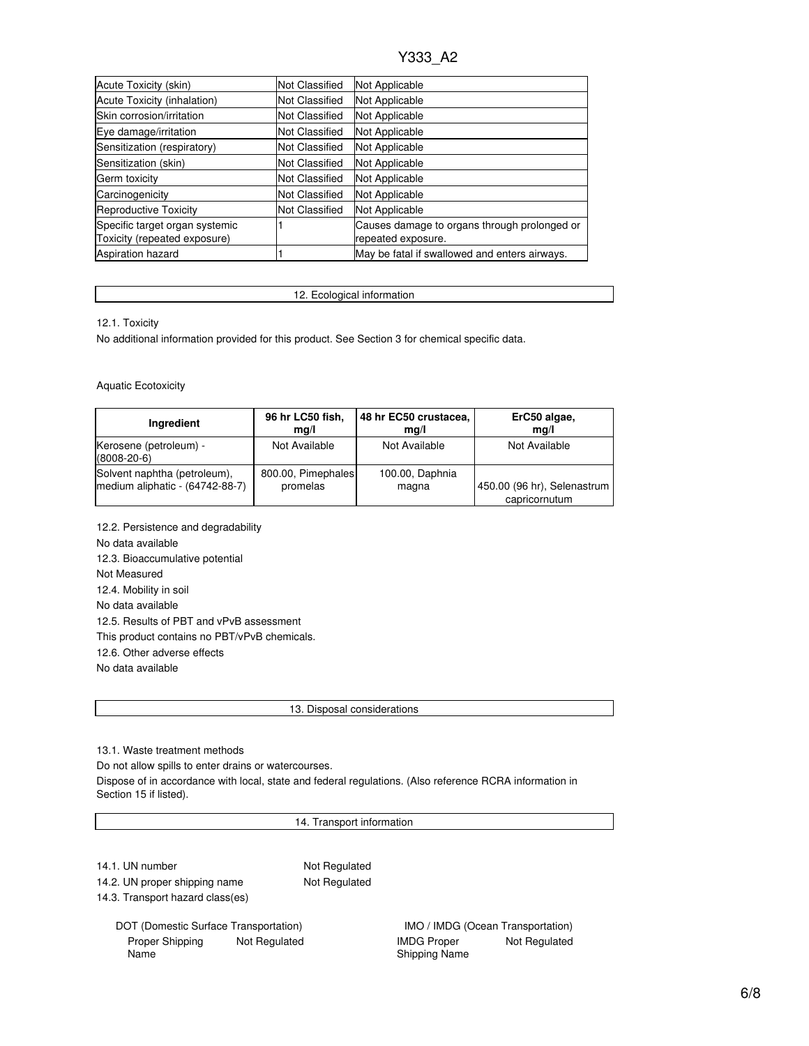| | | |
|---|---|---|
| Acute Toxicity (skin) | Not Classified | Not Applicable |
| Acute Toxicity (inhalation) | Not Classified | Not Applicable |
| Skin corrosion/irritation | Not Classified | Not Applicable |
| Eye damage/irritation | Not Classified | Not Applicable |
| Sensitization (respiratory) | Not Classified | Not Applicable |
| Sensitization (skin) | Not Classified | Not Applicable |
| Germ toxicity | Not Classified | Not Applicable |
| Carcinogenicity | Not Classified | Not Applicable |
| Reproductive Toxicity | Not Classified | Not Applicable |
| Specific target organ systemic Toxicity (repeated exposure) | 1 | Causes damage to organs through prolonged or repeated exposure. |
| Aspiration hazard | 1 | May be fatal if swallowed and enters airways. |

## 12. Ecological information

12.1. Toxicity

No additional information provided for this product. See Section 3 for chemical specific data.

Aquatic Ecotoxicity

| Ingredient | 96 hr LC50 fish, mg/l | 48 hr EC50 crustacea, mg/l | ErC50 algae, mg/l |
|---|---|---|---|
| Kerosene (petroleum) - (8008-20-6) | Not Available | Not Available | Not Available |
| Solvent naphtha (petroleum), medium aliphatic - (64742-88-7) | 800.00, Pimephales promelas | 100.00, Daphnia magna | 450.00 (96 hr), Selenastrum capricornutum |

12.2. Persistence and degradability

No data available

12.3. Bioaccumulative potential

Not Measured

12.4. Mobility in soil

No data available

12.5. Results of PBT and vPvB assessment

This product contains no PBT/vPvB chemicals.

12.6. Other adverse effects

No data available

## 13. Disposal considerations

13.1. Waste treatment methods

Do not allow spills to enter drains or watercourses.

Dispose of in accordance with local, state and federal regulations. (Also reference RCRA information in Section 15 if listed).

## 14. Transport information

14.1. UN number: Not Regulated

14.2. UN proper shipping name: Not Regulated

14.3. Transport hazard class(es)

DOT (Domestic Surface Transportation)

Proper Shipping Name: Not Regulated

IMO / IMDG (Ocean Transportation)

IMDG Proper Shipping Name: Not Regulated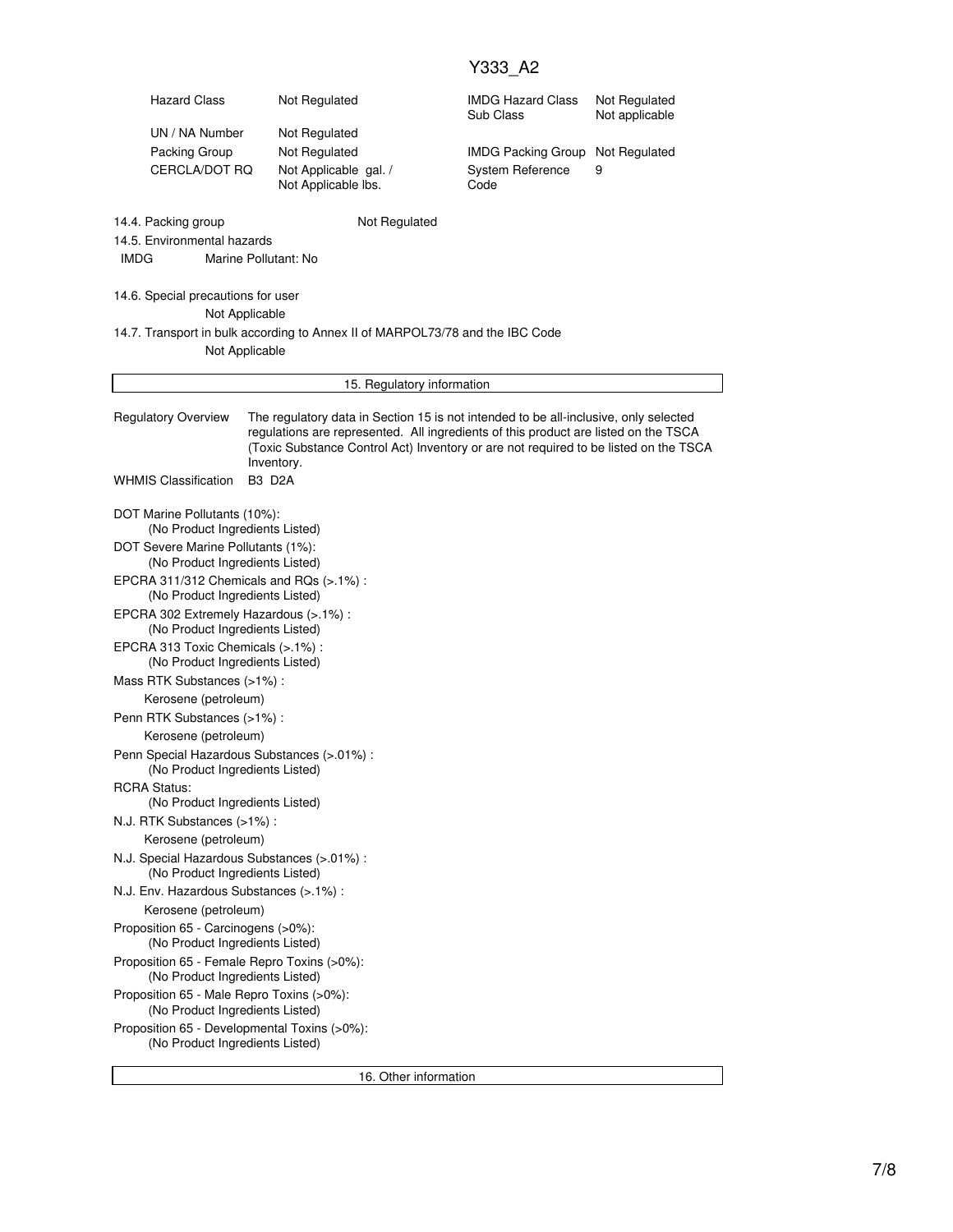| Hazard Class | Not Regulated | IMDG Hazard Class Sub Class | Not Regulated Not applicable |
|---|---|---|---|
| UN / NA Number | Not Regulated | | |
| Packing Group | Not Regulated | IMDG Packing Group | Not Regulated |
| CERCLA/DOT RQ | Not Applicable gal. / Not Applicable lbs. | System Reference Code | 9 |

14.4. Packing group Not Regulated

14.5. Environmental hazards

IMDG Marine Pollutant: No

14.6. Special precautions for user

Not Applicable

14.7. Transport in bulk according to Annex II of MARPOL73/78 and the IBC Code

Not Applicable

## 15. Regulatory information

**Regulatory Overview** The regulatory data in Section 15 is not intended to be all-inclusive, only selected regulations are represented. All ingredients of this product are listed on the TSCA (Toxic Substance Control Act) Inventory or are not required to be listed on the TSCA Inventory.

**WHMIS Classification** B3 D2A

DOT Marine Pollutants (10%):
(No Product Ingredients Listed)

DOT Severe Marine Pollutants (1%):
(No Product Ingredients Listed)

EPCRA 311/312 Chemicals and RQs (>.1%) :
(No Product Ingredients Listed)

EPCRA 302 Extremely Hazardous (>.1%) :
(No Product Ingredients Listed)

EPCRA 313 Toxic Chemicals (>.1%) :
(No Product Ingredients Listed)

Mass RTK Substances (>1%) :
Kerosene (petroleum)

Penn RTK Substances (>1%) :
Kerosene (petroleum)

Penn Special Hazardous Substances (>.01%) :
(No Product Ingredients Listed)

RCRA Status:
(No Product Ingredients Listed)

N.J. RTK Substances (>1%) :
Kerosene (petroleum)

N.J. Special Hazardous Substances (>.01%) :
(No Product Ingredients Listed)

N.J. Env. Hazardous Substances (>.1%) :
Kerosene (petroleum)

Proposition 65 - Carcinogens (>0%):
(No Product Ingredients Listed)

Proposition 65 - Female Repro Toxins (>0%):
(No Product Ingredients Listed)

Proposition 65 - Male Repro Toxins (>0%):
(No Product Ingredients Listed)

Proposition 65 - Developmental Toxins (>0%):
(No Product Ingredients Listed)

## 16. Other information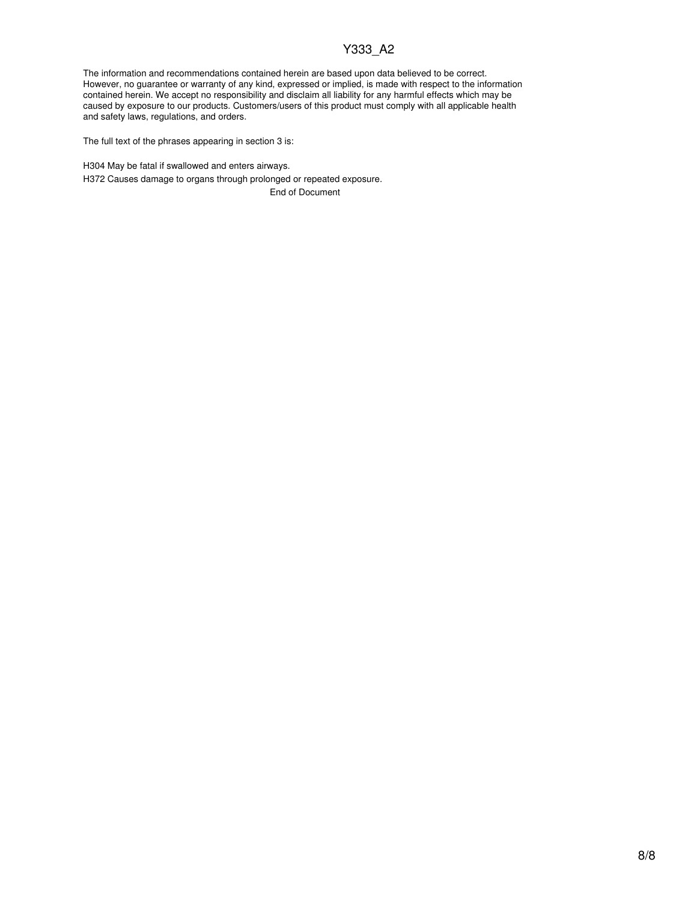The information and recommendations contained herein are based upon data believed to be correct. However, no guarantee or warranty of any kind, expressed or implied, is made with respect to the information contained herein. We accept no responsibility and disclaim all liability for any harmful effects which may be caused by exposure to our products. Customers/users of this product must comply with all applicable health and safety laws, regulations, and orders.

The full text of the phrases appearing in section 3 is:

H304 May be fatal if swallowed and enters airways.

H372 Causes damage to organs through prolonged or repeated exposure.

End of Document